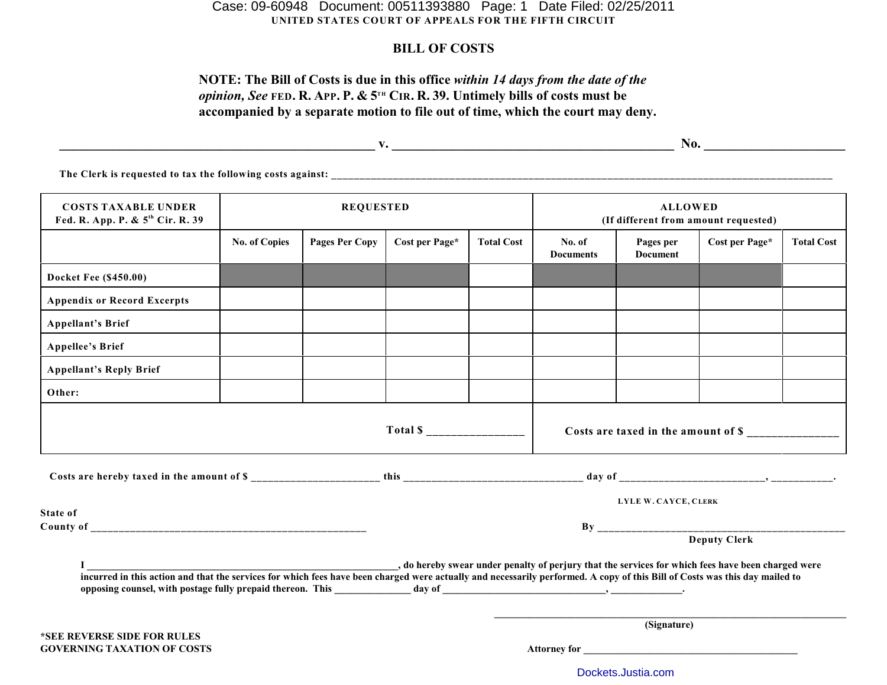UNITED STATES COURT OF APPEALS FOR THE FIFTH CIRCUIT

# BILL OF COSTS

**NOTE: The Bill of Costs is due in this office *within 14 days from the date of the opinion, See* FED. R. APP. P. & 5[TH] CIR. R. 39. Untimely bills of costs must be accompanied by a separate motion to file out of time, which the court may deny.**

**\_\_\_\_\_\_\_\_\_\_\_\_\_\_\_\_\_\_\_\_\_\_\_\_\_\_\_\_\_\_\_\_\_\_\_\_\_\_\_\_\_\_ v. \_\_\_\_\_\_\_\_\_\_\_\_\_\_\_\_\_\_\_\_\_\_\_\_\_\_\_\_\_\_\_\_\_\_\_\_\_\_\_ No. \_\_\_\_\_\_\_\_\_\_\_\_\_\_\_\_\_\_\_**

The Clerk is requested to tax the following costs against: \_\_\_\_\_\_\_\_\_\_\_\_\_\_\_\_\_\_\_\_\_\_\_\_\_\_\_\_\_\_\_\_\_\_\_\_\_\_\_\_\_\_\_\_\_\_\_\_\_\_\_\_\_\_\_\_\_\_\_\_\_\_\_\_\_\_\_\_\_\_\_\_\_\_\_\_\_\_

| COSTS TAXABLE UNDER Fed. R. App. P. & 5th Cir. R. 39 | REQUESTED | | | | ALLOWED (If different from amount requested) | | | |
|---|---|---|---|---|---|---|---|---|
| | No. of Copies | Pages Per Copy | Cost per Page* | Total Cost | No. of Documents | Pages per Document | Cost per Page* | Total Cost |
| Docket Fee ($450.00) | | | | | | | | |
| Appendix or Record Excerpts | | | | | | | | |
| Appellant's Brief | | | | | | | | |
| Appellee's Brief | | | | | | | | |
| Appellant's Reply Brief | | | | | | | | |
| Other: | | | | | | | | |
| | | | | Total $ \_\_\_\_\_\_\_\_\_\_\_\_\_\_ | Costs are taxed in the amount of $ \_\_\_\_\_\_\_\_\_\_\_\_\_\_ | | | |

Costs are hereby taxed in the amount of $ \_\_\_\_\_\_\_\_\_\_\_\_\_\_\_\_\_\_\_\_\_\_ this \_\_\_\_\_\_\_\_\_\_\_\_\_\_\_\_\_\_\_\_\_\_\_\_\_\_\_\_\_\_\_ day of \_\_\_\_\_\_\_\_\_\_\_\_\_\_\_\_\_\_\_\_\_\_\_\_\_\_, \_\_\_\_\_\_\_\_\_\_\_.

LYLE W. CAYCE, CLERK

State of
County of \_\_\_\_\_\_\_\_\_\_\_\_\_\_\_\_\_\_\_\_\_\_\_\_\_\_\_\_\_\_\_\_\_\_\_\_\_\_\_\_\_\_\_\_\_\_\_\_\_

By \_\_\_\_\_\_\_\_\_\_\_\_\_\_\_\_\_\_\_\_\_\_\_\_\_\_\_\_\_\_\_\_\_\_\_\_\_\_\_\_\_\_\_\_\_\_
Deputy Clerk

I \_\_\_\_\_\_\_\_\_\_\_\_\_\_\_\_\_\_\_\_\_\_\_\_\_\_\_\_\_\_\_\_\_\_\_\_\_\_\_\_\_\_\_\_\_\_\_\_\_\_\_\_\_\_\_\_\_\_\_, do hereby swear under penalty of perjury that the services for which fees have been charged were incurred in this action and that the services for which fees have been charged were actually and necessarily performed. A copy of this Bill of Costs was this day mailed to opposing counsel, with postage fully prepaid thereon. This \_\_\_\_\_\_\_\_\_\_\_\_\_\_ day of \_\_\_\_\_\_\_\_\_\_\_\_\_\_\_\_\_\_\_\_\_\_\_\_\_\_\_\_\_\_\_, \_\_\_\_\_\_\_\_\_\_\_\_\_\_.

\_\_\_\_\_\_\_\_\_\_\_\_\_\_\_\_\_\_\_\_\_\_\_\_\_\_\_\_\_\_\_\_\_\_\_\_\_\_\_\_\_\_\_\_\_\_\_\_\_\_\_\_\_\_\_\_\_\_
(Signature)

*SEE REVERSE SIDE FOR RULES
GOVERNING TAXATION OF COSTS

Attorney for \_\_\_\_\_\_\_\_\_\_\_\_\_\_\_\_\_\_\_\_\_\_\_\_\_\_\_\_\_\_\_\_\_\_\_\_\_\_\_\_\_\_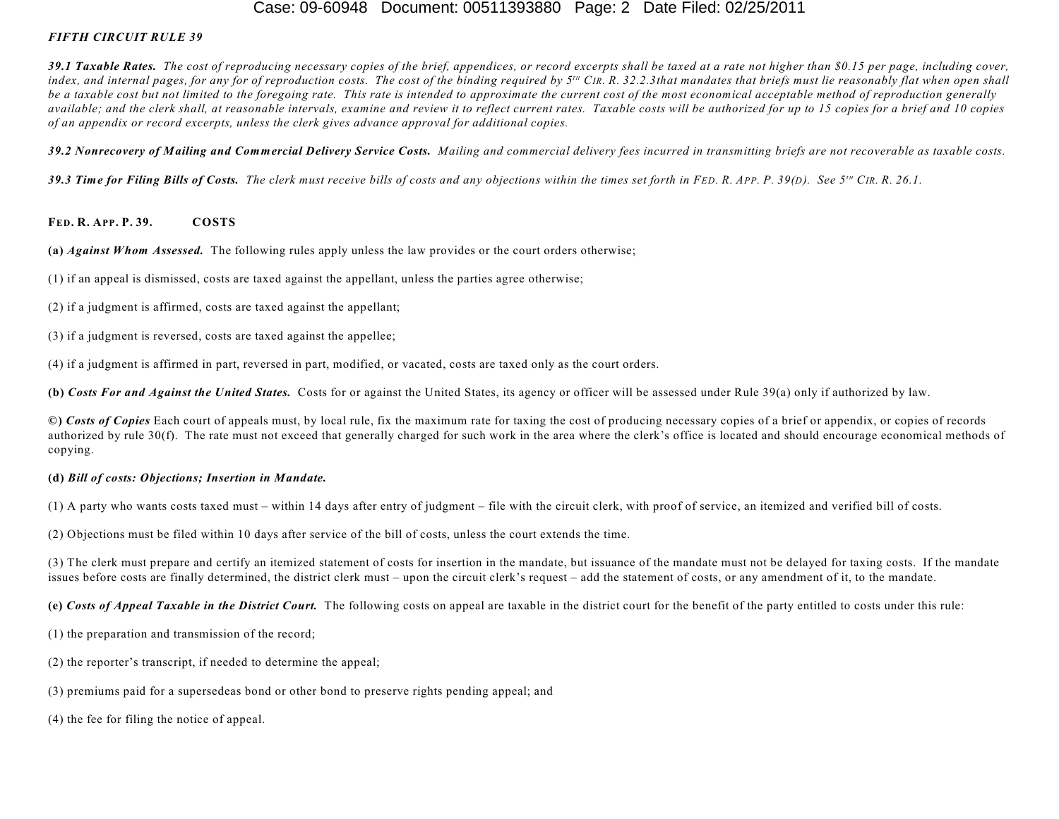***FIFTH CIRCUIT RULE 39***

***39.1 Taxable Rates.*** *The cost of reproducing necessary copies of the brief, appendices, or record excerpts shall be taxed at a rate not higher than $0.15 per page, including cover, index, and internal pages, for any for of reproduction costs. The cost of the binding required by 5TH CIR. R. 32.2.3that mandates that briefs must lie reasonably flat when open shall be a taxable cost but not limited to the foregoing rate. This rate is intended to approximate the current cost of the most economical acceptable method of reproduction generally available; and the clerk shall, at reasonable intervals, examine and review it to reflect current rates. Taxable costs will be authorized for up to 15 copies for a brief and 10 copies of an appendix or record excerpts, unless the clerk gives advance approval for additional copies.*

***39.2 Nonrecovery of Mailing and Commercial Delivery Service Costs.*** *Mailing and commercial delivery fees incurred in transmitting briefs are not recoverable as taxable costs.*

***39.3 Time for Filing Bills of Costs.*** *The clerk must receive bills of costs and any objections within the times set forth in FED. R. APP. P. 39(D). See 5TH CIR. R. 26.1.*

**FED. R. APP. P. 39. COSTS**

**(a)** ***Against Whom Assessed.*** The following rules apply unless the law provides or the court orders otherwise;

(1) if an appeal is dismissed, costs are taxed against the appellant, unless the parties agree otherwise;

(2) if a judgment is affirmed, costs are taxed against the appellant;

(3) if a judgment is reversed, costs are taxed against the appellee;

(4) if a judgment is affirmed in part, reversed in part, modified, or vacated, costs are taxed only as the court orders.

**(b)** ***Costs For and Against the United States.*** Costs for or against the United States, its agency or officer will be assessed under Rule 39(a) only if authorized by law.

**©)** ***Costs of Copies*** Each court of appeals must, by local rule, fix the maximum rate for taxing the cost of producing necessary copies of a brief or appendix, or copies of records authorized by rule 30(f). The rate must not exceed that generally charged for such work in the area where the clerk's office is located and should encourage economical methods of copying.

**(d)** ***Bill of costs: Objections; Insertion in Mandate.***

(1) A party who wants costs taxed must – within 14 days after entry of judgment – file with the circuit clerk, with proof of service, an itemized and verified bill of costs.

(2) Objections must be filed within 10 days after service of the bill of costs, unless the court extends the time.

(3) The clerk must prepare and certify an itemized statement of costs for insertion in the mandate, but issuance of the mandate must not be delayed for taxing costs. If the mandate issues before costs are finally determined, the district clerk must – upon the circuit clerk's request – add the statement of costs, or any amendment of it, to the mandate.

**(e)** ***Costs of Appeal Taxable in the District Court.*** The following costs on appeal are taxable in the district court for the benefit of the party entitled to costs under this rule:

(1) the preparation and transmission of the record;

(2) the reporter's transcript, if needed to determine the appeal;

(3) premiums paid for a supersedeas bond or other bond to preserve rights pending appeal; and

(4) the fee for filing the notice of appeal.